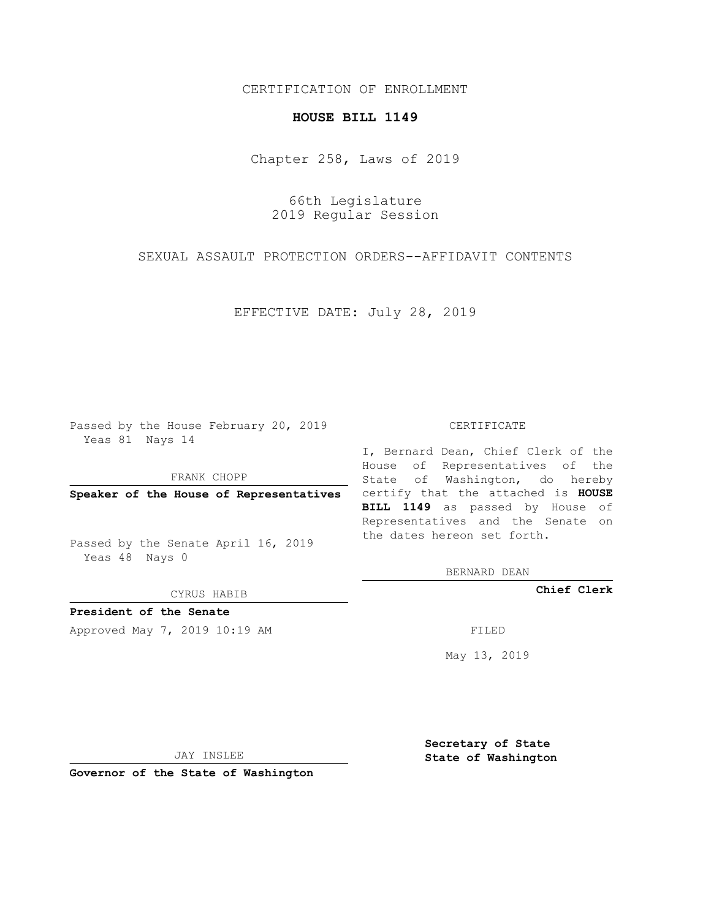CERTIFICATION OF ENROLLMENT

**HOUSE BILL 1149**

Chapter 258, Laws of 2019

66th Legislature
2019 Regular Session

SEXUAL ASSAULT PROTECTION ORDERS--AFFIDAVIT CONTENTS

EFFECTIVE DATE: July 28, 2019

Passed by the House February 20, 2019
Yeas 81 Nays 14

FRANK CHOPP

**Speaker of the House of Representatives**

Passed by the Senate April 16, 2019
Yeas 48 Nays 0

CYRUS HABIB

**President of the Senate**

CERTIFICATE

I, Bernard Dean, Chief Clerk of the House of Representatives of the State of Washington, do hereby certify that the attached is **HOUSE BILL 1149** as passed by House of Representatives and the Senate on the dates hereon set forth.

BERNARD DEAN

**Chief Clerk**

Approved May 7, 2019 10:19 AM

FILED

May 13, 2019

JAY INSLEE

**Governor of the State of Washington**

**Secretary of State**
**State of Washington**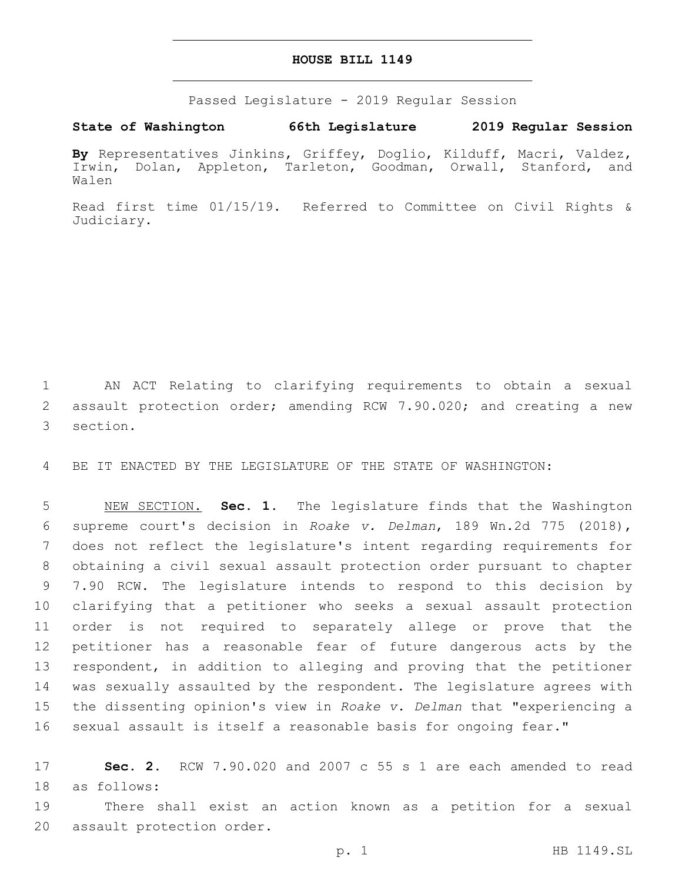# HOUSE BILL 1149

Passed Legislature - 2019 Regular Session

**State of Washington 66th Legislature 2019 Regular Session**

**By** Representatives Jinkins, Griffey, Doglio, Kilduff, Macri, Valdez, Irwin, Dolan, Appleton, Tarleton, Goodman, Orwall, Stanford, and Walen

Read first time 01/15/19. Referred to Committee on Civil Rights & Judiciary.

AN ACT Relating to clarifying requirements to obtain a sexual assault protection order; amending RCW 7.90.020; and creating a new section.

BE IT ENACTED BY THE LEGISLATURE OF THE STATE OF WASHINGTON:

NEW SECTION. **Sec. 1.** The legislature finds that the Washington supreme court's decision in *Roake v. Delman*, 189 Wn.2d 775 (2018), does not reflect the legislature's intent regarding requirements for obtaining a civil sexual assault protection order pursuant to chapter 7.90 RCW. The legislature intends to respond to this decision by clarifying that a petitioner who seeks a sexual assault protection order is not required to separately allege or prove that the petitioner has a reasonable fear of future dangerous acts by the respondent, in addition to alleging and proving that the petitioner was sexually assaulted by the respondent. The legislature agrees with the dissenting opinion's view in *Roake v. Delman* that "experiencing a sexual assault is itself a reasonable basis for ongoing fear."

**Sec. 2.** RCW 7.90.020 and 2007 c 55 s 1 are each amended to read as follows:

There shall exist an action known as a petition for a sexual assault protection order.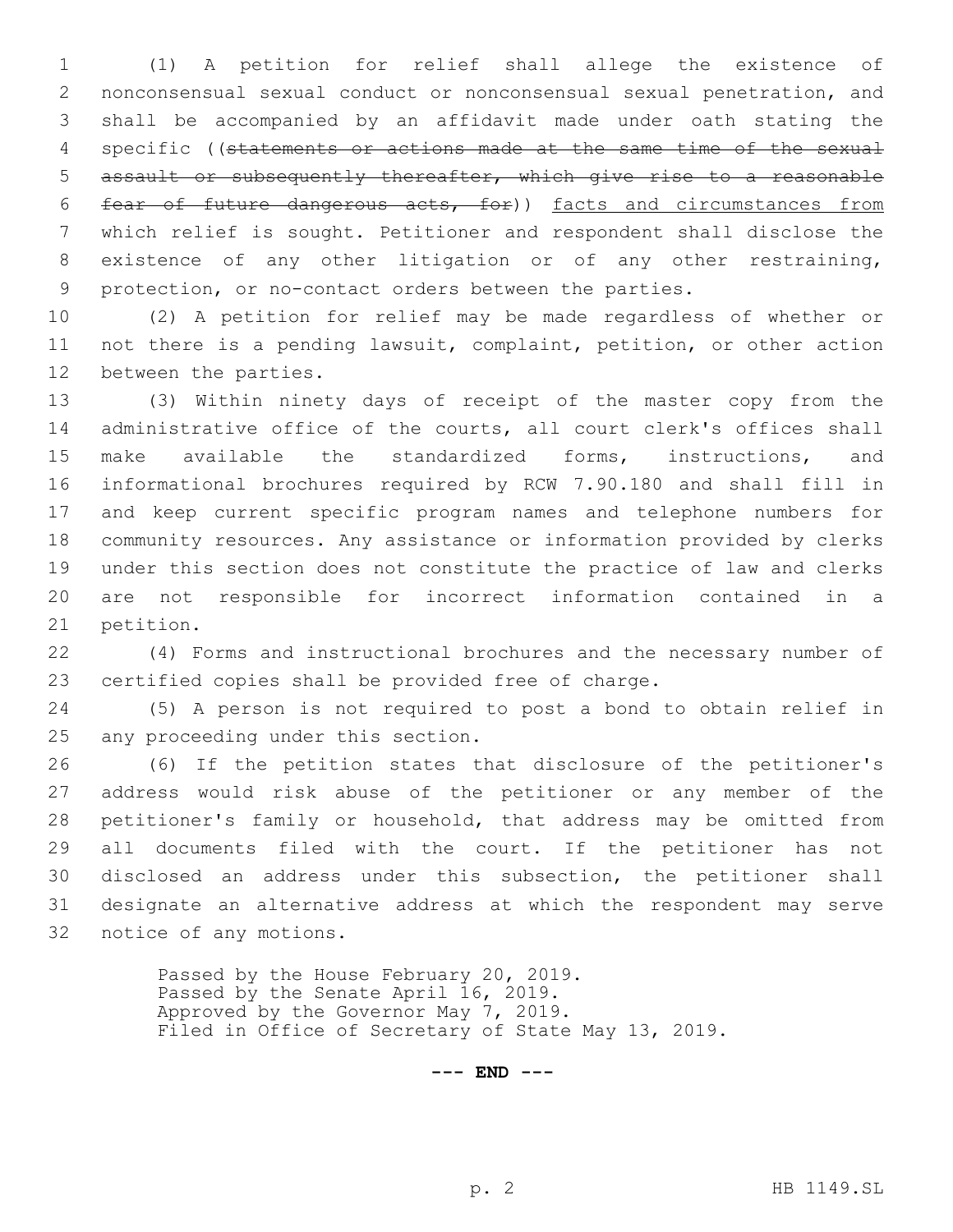(1) A petition for relief shall allege the existence of nonconsensual sexual conduct or nonconsensual sexual penetration, and shall be accompanied by an affidavit made under oath stating the specific ((~~statements or actions made at the same time of the sexual assault or subsequently thereafter, which give rise to a reasonable fear of future dangerous acts, for~~)) facts and circumstances from which relief is sought. Petitioner and respondent shall disclose the existence of any other litigation or of any other restraining, protection, or no-contact orders between the parties.

(2) A petition for relief may be made regardless of whether or not there is a pending lawsuit, complaint, petition, or other action between the parties.

(3) Within ninety days of receipt of the master copy from the administrative office of the courts, all court clerk's offices shall make available the standardized forms, instructions, and informational brochures required by RCW 7.90.180 and shall fill in and keep current specific program names and telephone numbers for community resources. Any assistance or information provided by clerks under this section does not constitute the practice of law and clerks are not responsible for incorrect information contained in a petition.

(4) Forms and instructional brochures and the necessary number of certified copies shall be provided free of charge.

(5) A person is not required to post a bond to obtain relief in any proceeding under this section.

(6) If the petition states that disclosure of the petitioner's address would risk abuse of the petitioner or any member of the petitioner's family or household, that address may be omitted from all documents filed with the court. If the petitioner has not disclosed an address under this subsection, the petitioner shall designate an alternative address at which the respondent may serve notice of any motions.

Passed by the House February 20, 2019.
Passed by the Senate April 16, 2019.
Approved by the Governor May 7, 2019.
Filed in Office of Secretary of State May 13, 2019.

**--- END ---**